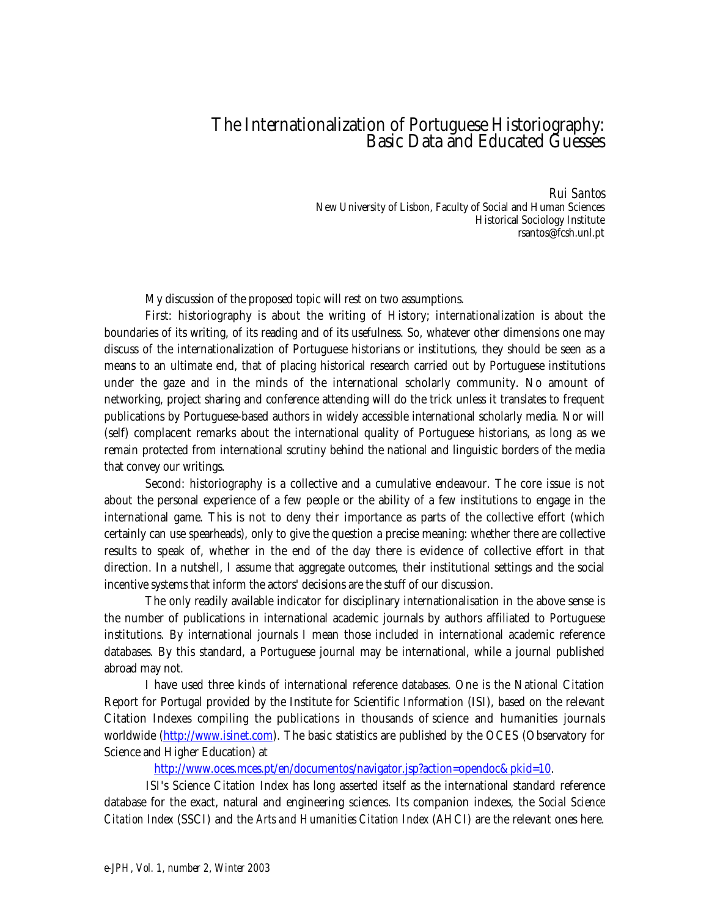# The Internationalization of Portuguese Historiography: Basic Data and Educated Guesses

*Rui Santos*
New University of Lisbon, Faculty of Social and Human Sciences
Historical Sociology Institute
rsantos@fcsh.unl.pt

My discussion of the proposed topic will rest on two assumptions.

First: historiography is about the writing of History; internationalization is about the boundaries of its writing, of its reading and of its usefulness. So, whatever other dimensions one may discuss of the internationalization of Portuguese historians or institutions, they should be seen as a means to an ultimate end, that of placing historical research carried out by Portuguese institutions under the gaze and in the minds of the international scholarly community. No amount of networking, project sharing and conference attending will do the trick unless it translates to frequent publications by Portuguese-based authors in widely accessible international scholarly media. Nor will (self) complacent remarks about the international quality of Portuguese historians, as long as we remain protected from international scrutiny behind the national and linguistic borders of the media that convey our writings.

Second: historiography is a collective and a cumulative endeavour. The core issue is not about the personal experience of a few people or the ability of a few institutions to engage in the international game. This is not to deny their importance as parts of the collective effort (which certainly can use spearheads), only to give the question a precise meaning: whether there are collective results to speak of, whether in the end of the day there is evidence of collective effort in that direction. In a nutshell, I assume that aggregate outcomes, their institutional settings and the social incentive systems that inform the actors' decisions are the stuff of our discussion.

The only readily available indicator for disciplinary internationalisation in the above sense is the number of publications in international academic journals by authors affiliated to Portuguese institutions. By international journals I mean those included in international academic reference databases. By this standard, a Portuguese journal may be international, while a journal published abroad may not.

I have used three kinds of international reference databases. One is the National Citation Report for Portugal provided by the Institute for Scientific Information (ISI), based on the relevant Citation Indexes compiling the publications in thousands of science and humanities journals worldwide (http://www.isinet.com). The basic statistics are published by the OCES (Observatory for Science and Higher Education) at

http://www.oces.mces.pt/en/documentos/navigator.jsp?action=opendoc&pkid=10.

ISI's Science Citation Index has long asserted itself as the international standard reference database for the exact, natural and engineering sciences. Its companion indexes, the *Social Science Citation Index* (SSCI) and the *Arts and Humanities Citation Index* (AHCI) are the relevant ones here.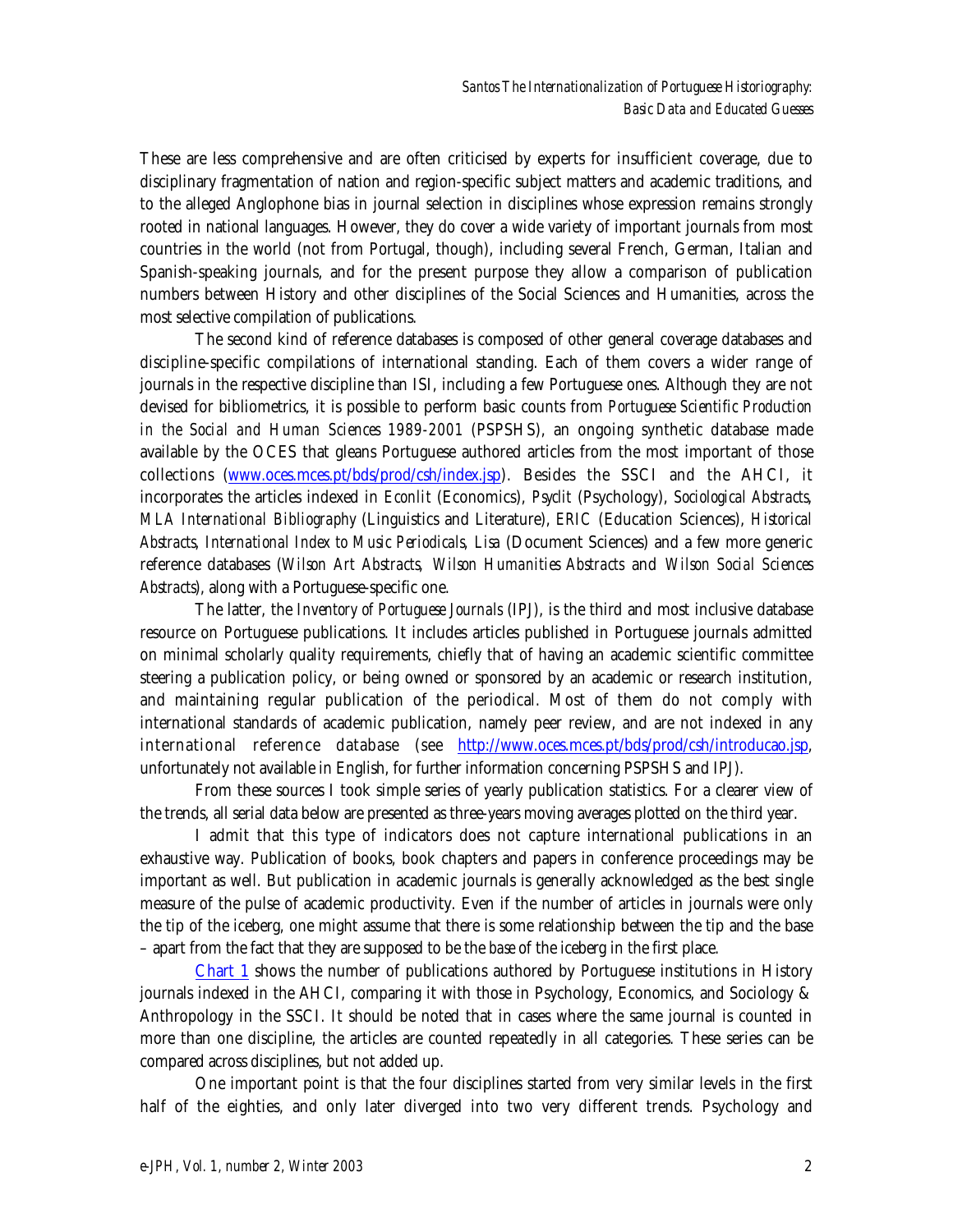These are less comprehensive and are often criticised by experts for insufficient coverage, due to disciplinary fragmentation of nation and region-specific subject matters and academic traditions, and to the alleged Anglophone bias in journal selection in disciplines whose expression remains strongly rooted in national languages. However, they do cover a wide variety of important journals from most countries in the world (not from Portugal, though), including several French, German, Italian and Spanish-speaking journals, and for the present purpose they allow a comparison of publication numbers between History and other disciplines of the Social Sciences and Humanities, across the most selective compilation of publications.

The second kind of reference databases is composed of other general coverage databases and discipline-specific compilations of international standing. Each of them covers a wider range of journals in the respective discipline than ISI, including a few Portuguese ones. Although they are not devised for bibliometrics, it is possible to perform basic counts from *Portuguese Scientific Production in the Social and Human Sciences 1989-2001* (PSPSHS), an ongoing synthetic database made available by the OCES that gleans Portuguese authored articles from the most important of those collections ([www.oces.mces.pt/bds/prod/csh/index.jsp](www.oces.mces.pt/bds/prod/csh/index.jsp)). Besides the SSCI and the AHCI, it incorporates the articles indexed in *Econlit* (Economics), *Psyclit* (Psychology), *Sociological Abstracts*, *MLA International Bibliography* (Linguistics and Literature), *ERIC* (Education Sciences), *Historical Abstracts*, *International Index to Music Periodicals*, *Lisa* (Document Sciences) and a few more generic reference databases (*Wilson Art Abstracts*, *Wilson Humanities Abstracts* and *Wilson Social Sciences Abstracts*), along with a Portuguese-specific one.

The latter, the *Inventory of Portuguese Journals* (IPJ), is the third and most inclusive database resource on Portuguese publications. It includes articles published in Portuguese journals admitted on minimal scholarly quality requirements, chiefly that of having an academic scientific committee steering a publication policy, or being owned or sponsored by an academic or research institution, and maintaining regular publication of the periodical. Most of them do not comply with international standards of academic publication, namely peer review, and are not indexed in any international reference database (see [http://www.oces.mces.pt/bds/prod/csh/introducao.jsp](http://www.oces.mces.pt/bds/prod/csh/introducao.jsp), unfortunately not available in English, for further information concerning PSPSHS and IPJ).

From these sources I took simple series of yearly publication statistics. For a clearer view of the trends, all serial data below are presented as three-years moving averages plotted on the third year.

I admit that this type of indicators does not capture international publications in an exhaustive way. Publication of books, book chapters and papers in conference proceedings may be important as well. But publication in academic journals is generally acknowledged as the best single measure of the pulse of academic productivity. Even if the number of articles in journals were only the tip of the iceberg, one might assume that there is some relationship between the tip and the base – apart from the fact that they are supposed to be the *base* of the iceberg in the first place.

Chart 1 shows the number of publications authored by Portuguese institutions in History journals indexed in the AHCI, comparing it with those in Psychology, Economics, and Sociology & Anthropology in the SSCI. It should be noted that in cases where the same journal is counted in more than one discipline, the articles are counted repeatedly in all categories. These series can be compared across disciplines, but not added up.

One important point is that the four disciplines started from very similar levels in the first half of the eighties, and only later diverged into two very different trends. Psychology and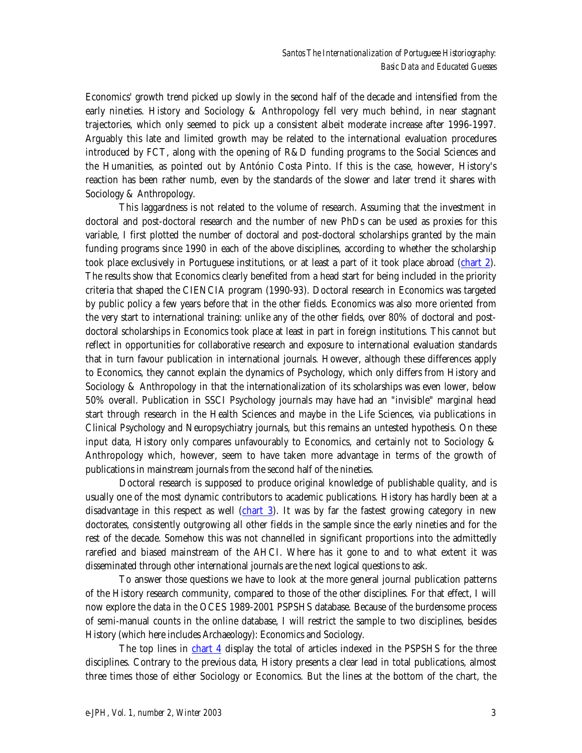Economics' growth trend picked up slowly in the second half of the decade and intensified from the early nineties. History and Sociology & Anthropology fell very much behind, in near stagnant trajectories, which only seemed to pick up a consistent albeit moderate increase after 1996-1997. Arguably this late and limited growth may be related to the international evaluation procedures introduced by FCT, along with the opening of R&D funding programs to the Social Sciences and the Humanities, as pointed out by António Costa Pinto. If this is the case, however, History's reaction has been rather numb, even by the standards of the slower and later trend it shares with Sociology & Anthropology.

This laggardness is not related to the volume of research. Assuming that the investment in doctoral and post-doctoral research and the number of new PhDs can be used as proxies for this variable, I first plotted the number of doctoral and post-doctoral scholarships granted by the main funding programs since 1990 in each of the above disciplines, according to whether the scholarship took place exclusively in Portuguese institutions, or at least a part of it took place abroad (chart 2). The results show that Economics clearly benefited from a head start for being included in the priority criteria that shaped the CIENCIA program (1990-93). Doctoral research in Economics was targeted by public policy a few years before that in the other fields. Economics was also more oriented from the very start to international training: unlike any of the other fields, over 80% of doctoral and post-doctoral scholarships in Economics took place at least in part in foreign institutions. This cannot but reflect in opportunities for collaborative research and exposure to international evaluation standards that in turn favour publication in international journals. However, although these differences apply to Economics, they cannot explain the dynamics of Psychology, which only differs from History and Sociology & Anthropology in that the internationalization of its scholarships was even lower, below 50% overall. Publication in SSCI Psychology journals may have had an "invisible" marginal head start through research in the Health Sciences and maybe in the Life Sciences, via publications in Clinical Psychology and Neuropsychiatry journals, but this remains an untested hypothesis. On these input data, History only compares unfavourably to Economics, and certainly not to Sociology & Anthropology which, however, seem to have taken more advantage in terms of the growth of publications in mainstream journals from the second half of the nineties.

Doctoral research is supposed to produce original knowledge of publishable quality, and is usually one of the most dynamic contributors to academic publications. History has hardly been at a disadvantage in this respect as well (chart 3). It was by far the fastest growing category in new doctorates, consistently outgrowing all other fields in the sample since the early nineties and for the rest of the decade. Somehow this was not channelled in significant proportions into the admittedly rarefied and biased mainstream of the AHCI. Where has it gone to and to what extent it was disseminated through other international journals are the next logical questions to ask.

To answer those questions we have to look at the more general journal publication patterns of the History research community, compared to those of the other disciplines. For that effect, I will now explore the data in the OCES 1989-2001 PSPSHS database. Because of the burdensome process of semi-manual counts in the online database, I will restrict the sample to two disciplines, besides History (which here includes Archaeology): Economics and Sociology.

The top lines in chart 4 display the total of articles indexed in the PSPSHS for the three disciplines. Contrary to the previous data, History presents a clear lead in total publications, almost three times those of either Sociology or Economics. But the lines at the bottom of the chart, the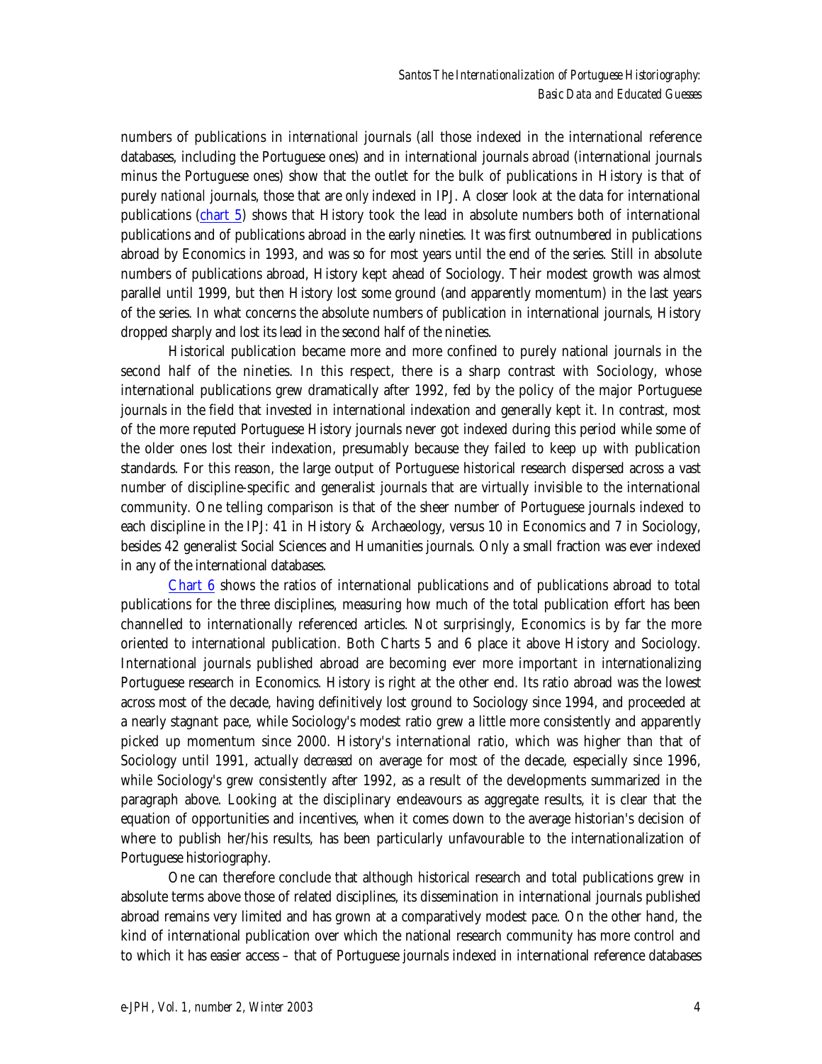numbers of publications in *international* journals (all those indexed in the international reference databases, including the Portuguese ones) and in international journals *abroad* (international journals minus the Portuguese ones) show that the outlet for the bulk of publications in History is that of purely *national* journals, those that are *only* indexed in IPJ. A closer look at the data for international publications (chart 5) shows that History took the lead in absolute numbers both of international publications and of publications abroad in the early nineties. It was first outnumbered in publications abroad by Economics in 1993, and was so for most years until the end of the series. Still in absolute numbers of publications abroad, History kept ahead of Sociology. Their modest growth was almost parallel until 1999, but then History lost some ground (and apparently momentum) in the last years of the series. In what concerns the absolute numbers of publication in international journals, History dropped sharply and lost its lead in the second half of the nineties.

Historical publication became more and more confined to purely national journals in the second half of the nineties. In this respect, there is a sharp contrast with Sociology, whose international publications grew dramatically after 1992, fed by the policy of the major Portuguese journals in the field that invested in international indexation and generally kept it. In contrast, most of the more reputed Portuguese History journals never got indexed during this period while some of the older ones lost their indexation, presumably because they failed to keep up with publication standards. For this reason, the large output of Portuguese historical research dispersed across a vast number of discipline-specific and generalist journals that are virtually invisible to the international community. One telling comparison is that of the sheer number of Portuguese journals indexed to each discipline in the IPJ: 41 in History & Archaeology, versus 10 in Economics and 7 in Sociology, besides 42 generalist Social Sciences and Humanities journals. Only a small fraction was ever indexed in any of the international databases.

Chart 6 shows the ratios of international publications and of publications abroad to total publications for the three disciplines, measuring how much of the total publication effort has been channelled to internationally referenced articles. Not surprisingly, Economics is by far the more oriented to international publication. Both Charts 5 and 6 place it above History and Sociology. International journals published abroad are becoming ever more important in internationalizing Portuguese research in Economics. History is right at the other end. Its ratio abroad was the lowest across most of the decade, having definitively lost ground to Sociology since 1994, and proceeded at a nearly stagnant pace, while Sociology's modest ratio grew a little more consistently and apparently picked up momentum since 2000. History's international ratio, which was higher than that of Sociology until 1991, actually *decreased* on average for most of the decade, especially since 1996, while Sociology's grew consistently after 1992, as a result of the developments summarized in the paragraph above. Looking at the disciplinary endeavours as aggregate results, it is clear that the equation of opportunities and incentives, when it comes down to the average historian's decision of where to publish her/his results, has been particularly unfavourable to the internationalization of Portuguese historiography.

One can therefore conclude that although historical research and total publications grew in absolute terms above those of related disciplines, its dissemination in international journals published abroad remains very limited and has grown at a comparatively modest pace. On the other hand, the kind of international publication over which the national research community has more control and to which it has easier access – that of Portuguese journals indexed in international reference databases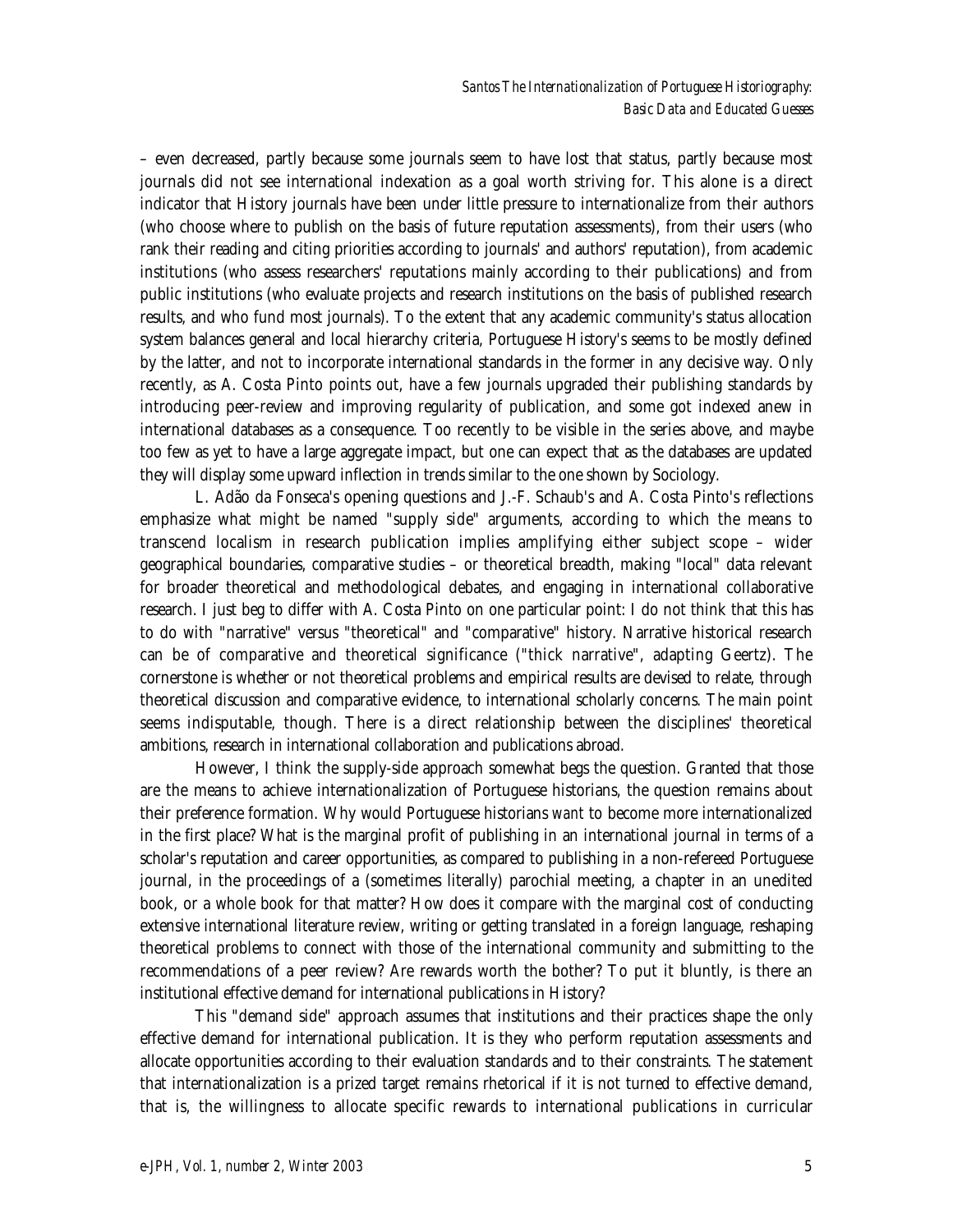– even decreased, partly because some journals seem to have lost that status, partly because most journals did not see international indexation as a goal worth striving for. This alone is a direct indicator that History journals have been under little pressure to internationalize from their authors (who choose where to publish on the basis of future reputation assessments), from their users (who rank their reading and citing priorities according to journals' and authors' reputation), from academic institutions (who assess researchers' reputations mainly according to their publications) and from public institutions (who evaluate projects and research institutions on the basis of published research results, and who fund most journals). To the extent that any academic community's status allocation system balances general and local hierarchy criteria, Portuguese History's seems to be mostly defined by the latter, and not to incorporate international standards in the former in any decisive way. Only recently, as A. Costa Pinto points out, have a few journals upgraded their publishing standards by introducing peer-review and improving regularity of publication, and some got indexed anew in international databases as a consequence. Too recently to be visible in the series above, and maybe too few as yet to have a large aggregate impact, but one can expect that as the databases are updated they will display some upward inflection in trends similar to the one shown by Sociology.

L. Adão da Fonseca's opening questions and J.-F. Schaub's and A. Costa Pinto's reflections emphasize what might be named "supply side" arguments, according to which the means to transcend localism in research publication implies amplifying either subject scope – wider geographical boundaries, comparative studies – or theoretical breadth, making "local" data relevant for broader theoretical and methodological debates, and engaging in international collaborative research. I just beg to differ with A. Costa Pinto on one particular point: I do not think that this has to do with "narrative" versus "theoretical" and "comparative" history. Narrative historical research can be of comparative and theoretical significance ("thick narrative", adapting Geertz). The cornerstone is whether or not theoretical problems and empirical results are devised to relate, through theoretical discussion and comparative evidence, to international scholarly concerns. The main point seems indisputable, though. There is a direct relationship between the disciplines' theoretical ambitions, research in international collaboration and publications abroad.

However, I think the supply-side approach somewhat begs the question. Granted that those are the means to achieve internationalization of Portuguese historians, the question remains about their preference formation. Why would Portuguese historians *want* to become more internationalized in the first place? What is the marginal profit of publishing in an international journal in terms of a scholar's reputation and career opportunities, as compared to publishing in a non-refereed Portuguese journal, in the proceedings of a (sometimes literally) parochial meeting, a chapter in an unedited book, or a whole book for that matter? How does it compare with the marginal cost of conducting extensive international literature review, writing or getting translated in a foreign language, reshaping theoretical problems to connect with those of the international community and submitting to the recommendations of a peer review? Are rewards worth the bother? To put it bluntly, is there an institutional effective demand for international publications in History?

This "demand side" approach assumes that institutions and their practices shape the only effective demand for international publication. It is they who perform reputation assessments and allocate opportunities according to their evaluation standards and to their constraints. The statement that internationalization is a prized target remains rhetorical if it is not turned to effective demand, that is, the willingness to allocate specific rewards to international publications in curricular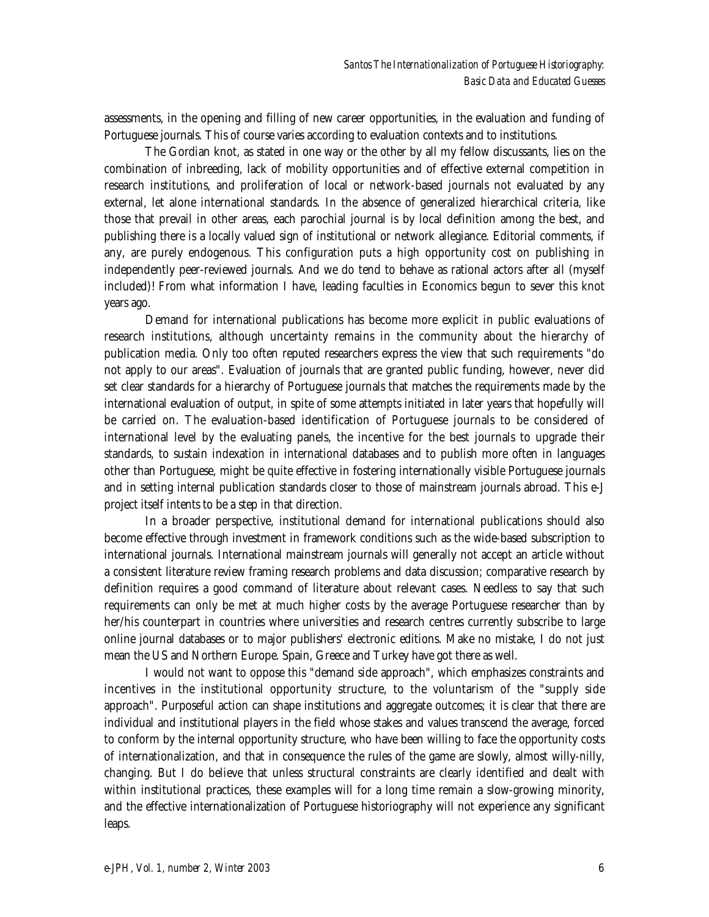assessments, in the opening and filling of new career opportunities, in the evaluation and funding of Portuguese journals. This of course varies according to evaluation contexts and to institutions.

The Gordian knot, as stated in one way or the other by all my fellow discussants, lies on the combination of inbreeding, lack of mobility opportunities and of effective external competition in research institutions, and proliferation of local or network-based journals not evaluated by any external, let alone international standards. In the absence of generalized hierarchical criteria, like those that prevail in other areas, each parochial journal is by local definition among the best, and publishing there is a locally valued sign of institutional or network allegiance. Editorial comments, if any, are purely endogenous. This configuration puts a high opportunity cost on publishing in independently peer-reviewed journals. And we do tend to behave as rational actors after all (myself included)! From what information I have, leading faculties in Economics begun to sever this knot years ago.

Demand for international publications has become more explicit in public evaluations of research institutions, although uncertainty remains in the community about the hierarchy of publication media. Only too often reputed researchers express the view that such requirements "do not apply to our areas". Evaluation of journals that are granted public funding, however, never did set clear standards for a hierarchy of Portuguese journals that matches the requirements made by the international evaluation of output, in spite of some attempts initiated in later years that hopefully will be carried on. The evaluation-based identification of Portuguese journals to be considered of international level by the evaluating panels, the incentive for the best journals to upgrade their standards, to sustain indexation in international databases and to publish more often in languages other than Portuguese, might be quite effective in fostering internationally visible Portuguese journals and in setting internal publication standards closer to those of mainstream journals abroad. This e-J project itself intents to be a step in that direction.

In a broader perspective, institutional demand for international publications should also become effective through investment in framework conditions such as the wide-based subscription to international journals. International mainstream journals will generally not accept an article without a consistent literature review framing research problems and data discussion; comparative research by definition requires a good command of literature about relevant cases. Needless to say that such requirements can only be met at much higher costs by the average Portuguese researcher than by her/his counterpart in countries where universities and research centres currently subscribe to large online journal databases or to major publishers' electronic editions. Make no mistake, I do not just mean the US and Northern Europe. Spain, Greece and Turkey have got there as well.

I would not want to oppose this "demand side approach", which emphasizes constraints and incentives in the institutional opportunity structure, to the voluntarism of the "supply side approach". Purposeful action can shape institutions and aggregate outcomes; it is clear that there are individual and institutional players in the field whose stakes and values transcend the average, forced to conform by the internal opportunity structure, who have been willing to face the opportunity costs of internationalization, and that in consequence the rules of the game are slowly, almost willy-nilly, changing. But I do believe that unless structural constraints are clearly identified and dealt with within institutional practices, these examples will for a long time remain a slow-growing minority, and the effective internationalization of Portuguese historiography will not experience any significant leaps.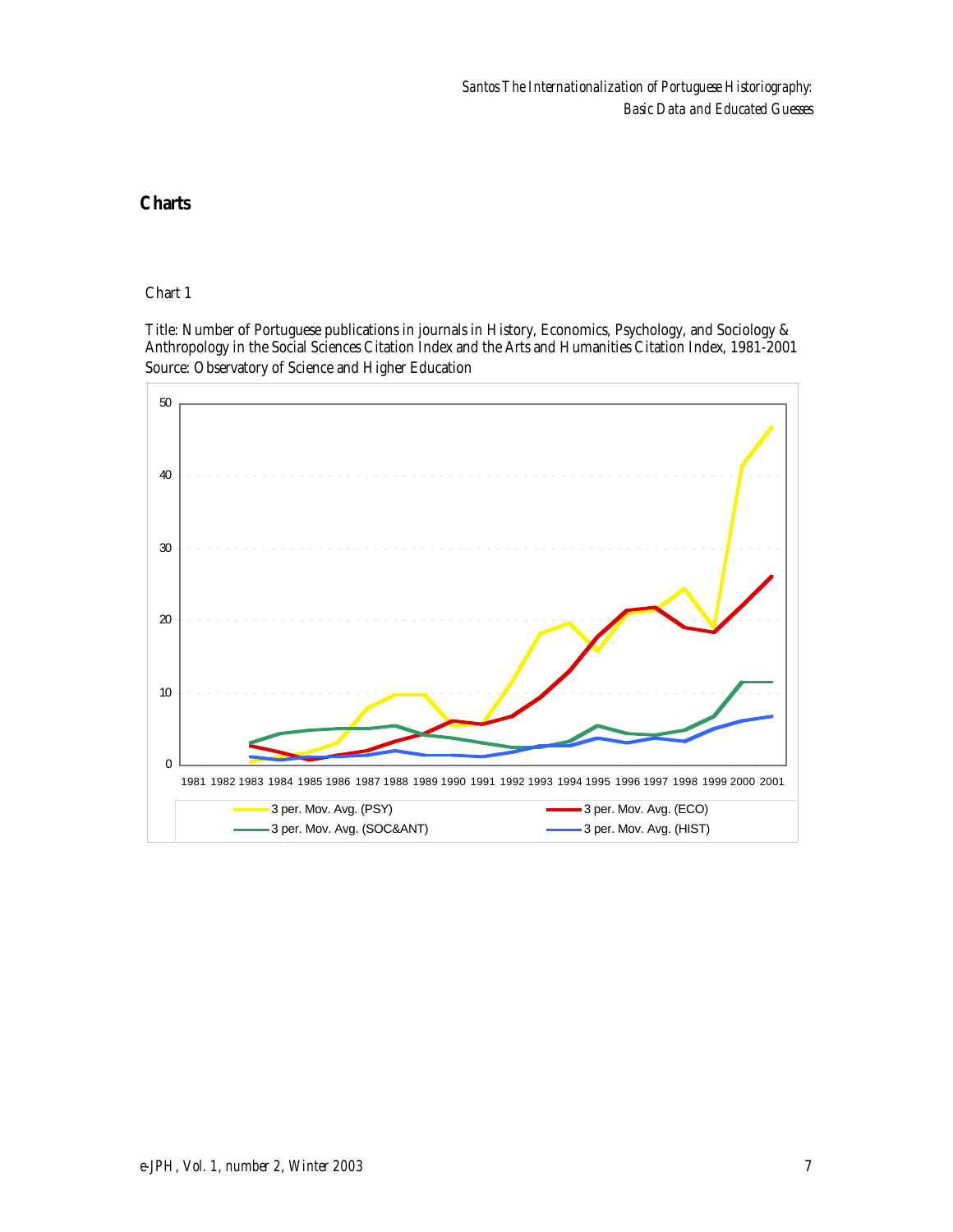## Charts

Chart 1

Title: Number of Portuguese publications in journals in History, Economics, Psychology, and Sociology & Anthropology in the Social Sciences Citation Index and the Arts and Humanities Citation Index, 1981-2001
Source: Observatory of Science and Higher Education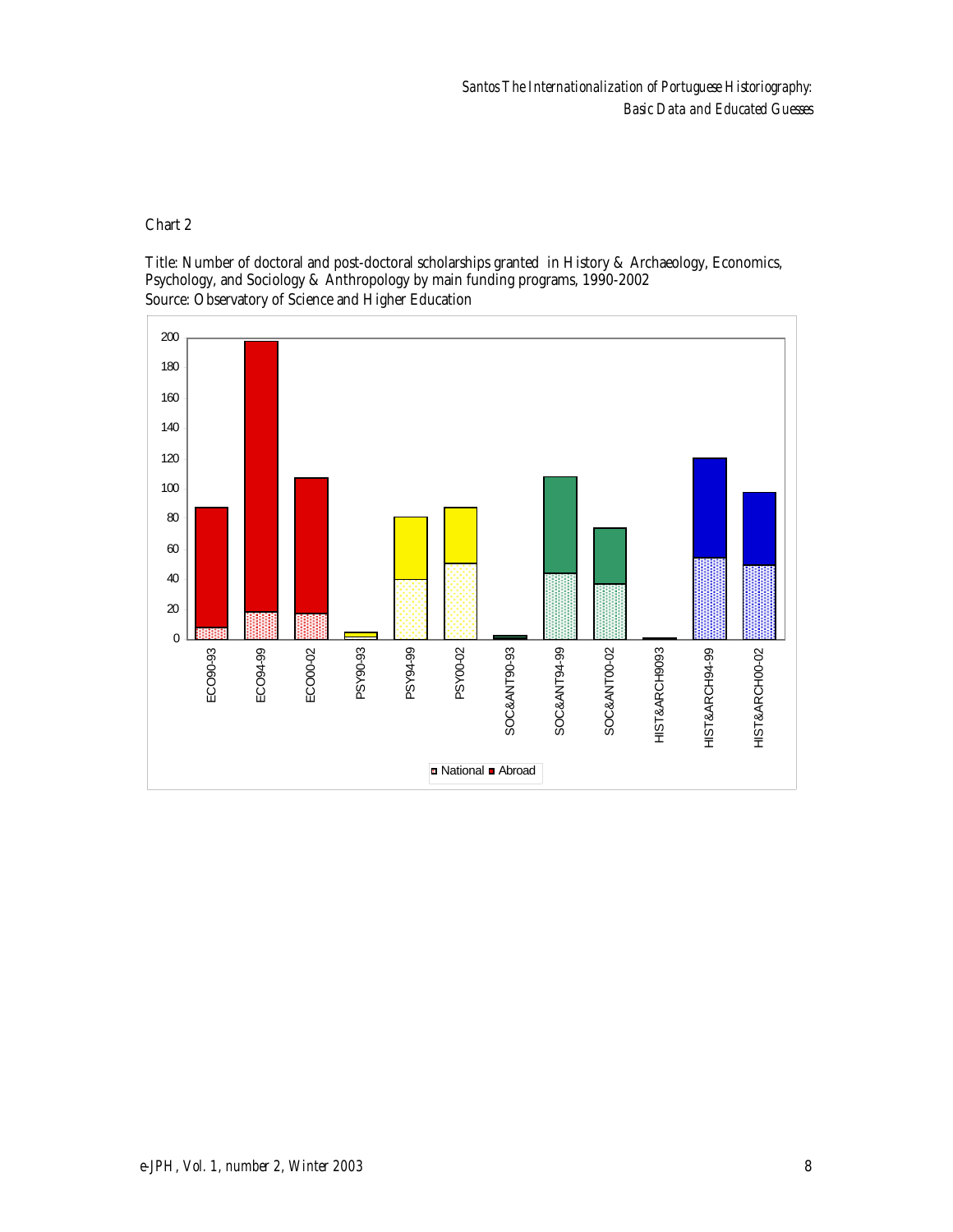Chart 2

Title: Number of doctoral and post-doctoral scholarships granted in History & Archaeology, Economics, Psychology, and Sociology & Anthropology by main funding programs, 1990-2002
Source: Observatory of Science and Higher Education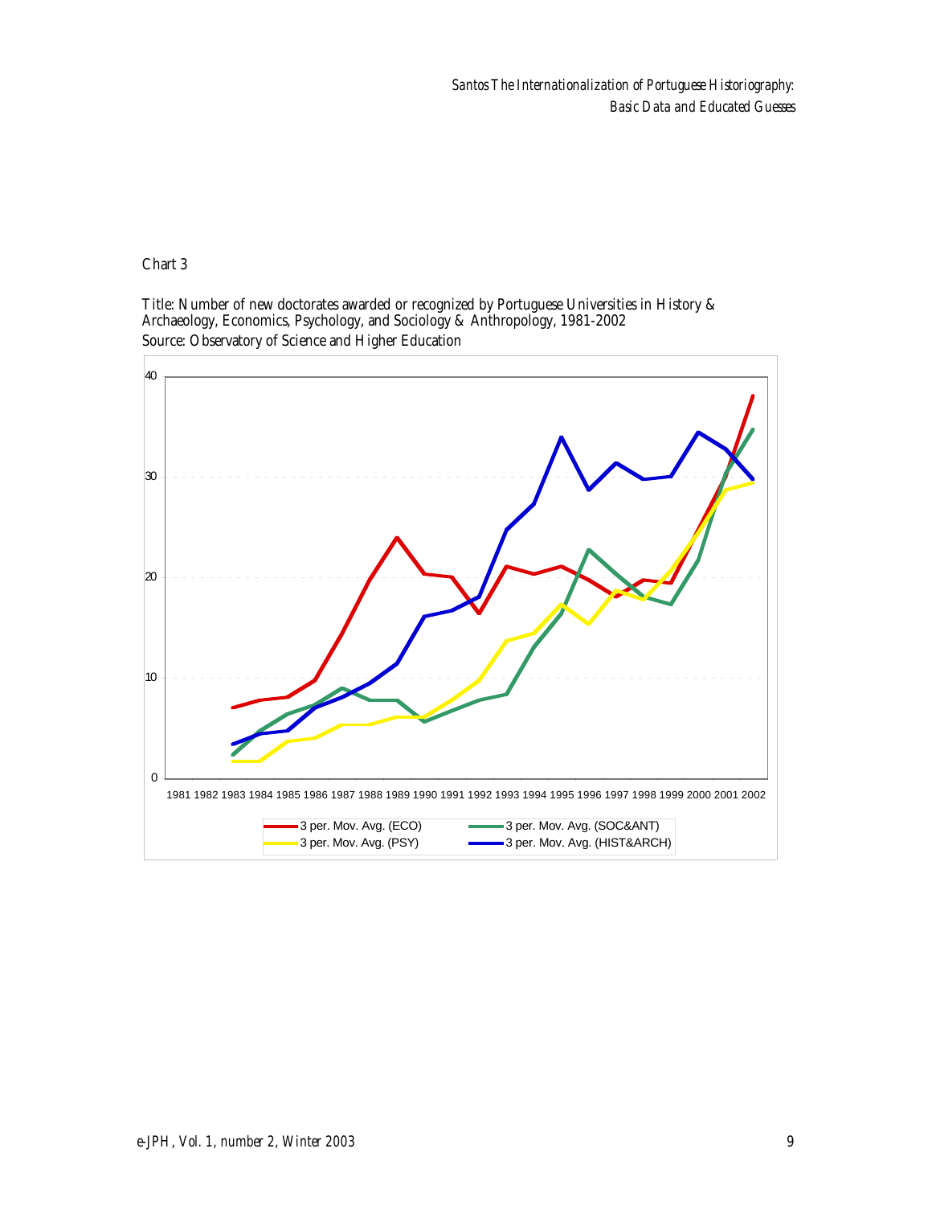Chart 3

Title: Number of new doctorates awarded or recognized by Portuguese Universities in History & Archaeology, Economics, Psychology, and Sociology & Anthropology, 1981-2002
Source: Observatory of Science and Higher Education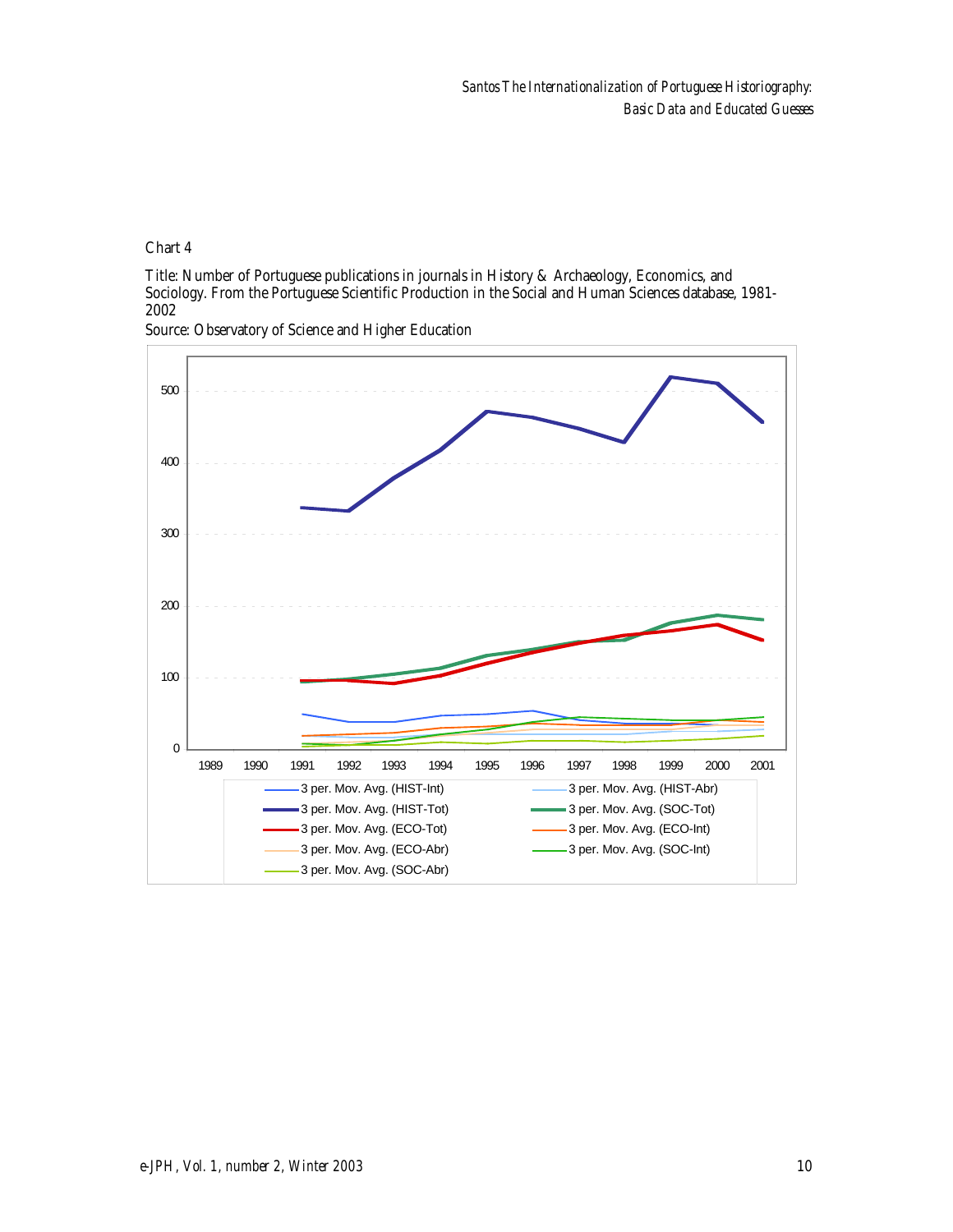Chart 4

Title: Number of Portuguese publications in journals in History & Archaeology, Economics, and Sociology. From the Portuguese Scientific Production in the Social and Human Sciences database, 1981-2002

Source: Observatory of Science and Higher Education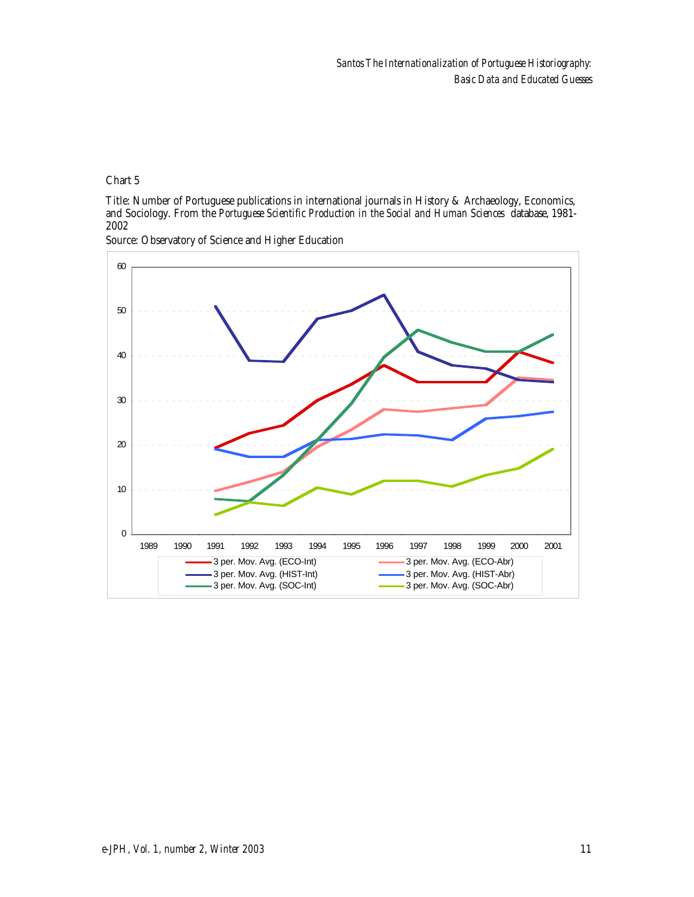Chart 5

Title: Number of Portuguese publications in international journals in History & Archaeology, Economics, and Sociology. From the *Portuguese Scientific Production in the Social and Human Sciences* database, 1981-2002

Source: Observatory of Science and Higher Education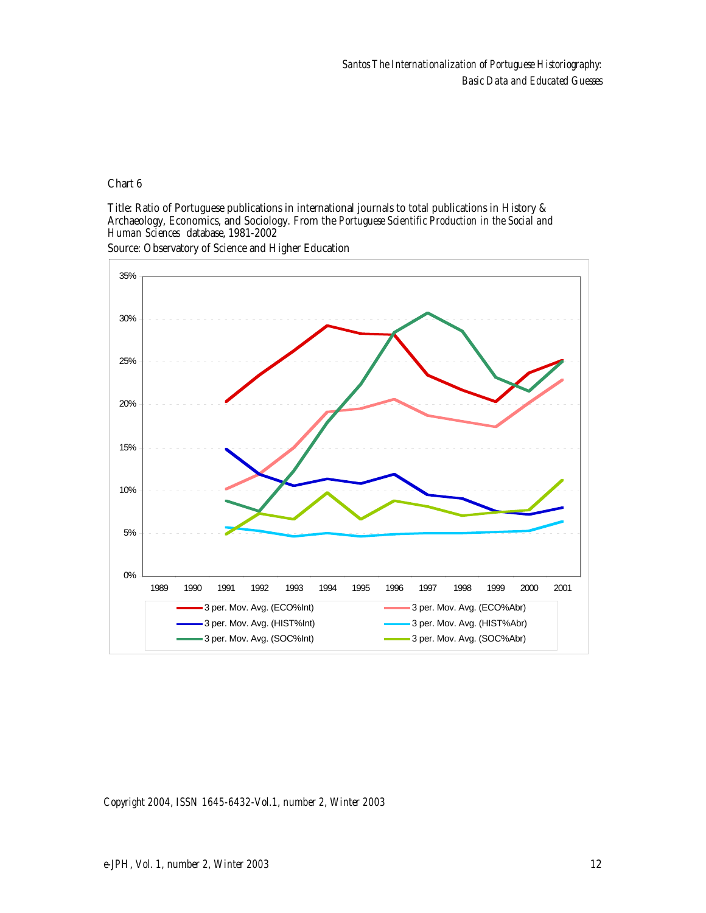Chart 6

Title: Ratio of Portuguese publications in international journals to total publications in History & Archaeology, Economics, and Sociology. From the *Portuguese Scientific Production in the Social and Human Sciences* database, 1981-2002

Source: Observatory of Science and Higher Education

35%
30%
25%
20%
15%
10%
5%
0%

1989 1990 1991 1992 1993 1994 1995 1996 1997 1998 1999 2000 2001

3 per. Mov. Avg. (ECO%Int)
3 per. Mov. Avg. (ECO%Abr)
3 per. Mov. Avg. (HIST%Int)
3 per. Mov. Avg. (HIST%Abr)
3 per. Mov. Avg. (SOC%Int)
3 per. Mov. Avg. (SOC%Abr)

*Copyright 2004, ISSN 1645-6432-Vol.1, number 2, Winter 2003*